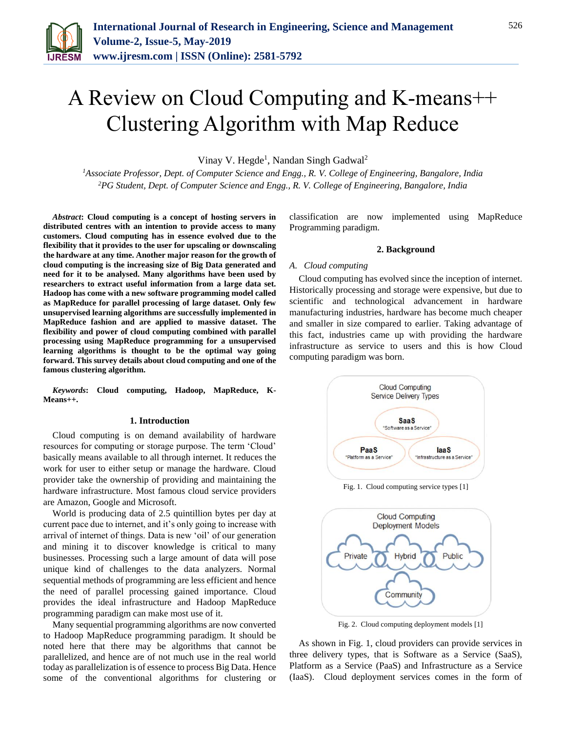# A Review on Cloud Computing and K-means++ Clustering Algorithm with Map Reduce

Vinay V. Hegde[1], Nandan Singh Gadwal[2]

[1]*Associate Professor, Dept. of Computer Science and Engg., R. V. College of Engineering, Bangalore, India*
[2]*PG Student, Dept. of Computer Science and Engg., R. V. College of Engineering, Bangalore, India*

***Abstract*: Cloud computing is a concept of hosting servers in distributed centres with an intention to provide access to many customers. Cloud computing has in essence evolved due to the flexibility that it provides to the user for upscaling or downscaling the hardware at any time. Another major reason for the growth of cloud computing is the increasing size of Big Data generated and need for it to be analysed. Many algorithms have been used by researchers to extract useful information from a large data set. Hadoop has come with a new software programming model called as MapReduce for parallel processing of large dataset. Only few unsupervised learning algorithms are successfully implemented in MapReduce fashion and are applied to massive dataset. The flexibility and power of cloud computing combined with parallel processing using MapReduce programming for a unsupervised learning algorithms is thought to be the optimal way going forward. This survey details about cloud computing and one of the famous clustering algorithm.**

***Keywords*: Cloud computing, Hadoop, MapReduce, K-Means++.**

## 1. Introduction

Cloud computing is on demand availability of hardware resources for computing or storage purpose. The term 'Cloud' basically means available to all through internet. It reduces the work for user to either setup or manage the hardware. Cloud provider take the ownership of providing and maintaining the hardware infrastructure. Most famous cloud service providers are Amazon, Google and Microsoft.

World is producing data of 2.5 quintillion bytes per day at current pace due to internet, and it's only going to increase with arrival of internet of things. Data is new 'oil' of our generation and mining it to discover knowledge is critical to many businesses. Processing such a large amount of data will pose unique kind of challenges to the data analyzers. Normal sequential methods of programming are less efficient and hence the need of parallel processing gained importance. Cloud provides the ideal infrastructure and Hadoop MapReduce programming paradigm can make most use of it.

Many sequential programming algorithms are now converted to Hadoop MapReduce programming paradigm. It should be noted here that there may be algorithms that cannot be parallelized, and hence are of not much use in the real world today as parallelization is of essence to process Big Data. Hence some of the conventional algorithms for clustering or classification are now implemented using MapReduce Programming paradigm.

## 2. Background

### *A. Cloud computing*

Cloud computing has evolved since the inception of internet. Historically processing and storage were expensive, but due to scientific and technological advancement in hardware manufacturing industries, hardware has become much cheaper and smaller in size compared to earlier. Taking advantage of this fact, industries came up with providing the hardware infrastructure as service to users and this is how Cloud computing paradigm was born.

Cloud Computing Service Delivery Types

SaaS "Software as a Service"

PaaS "Platform as a Service"

IaaS "Infrastructure as a Service"

Fig. 1. Cloud computing service types [1]

Cloud Computing Deployment Models

Private, Hybrid, Public, Community

Fig. 2. Cloud computing deployment models [1]

As shown in Fig. 1, cloud providers can provide services in three delivery types, that is Software as a Service (SaaS), Platform as a Service (PaaS) and Infrastructure as a Service (IaaS). Cloud deployment services comes in the form of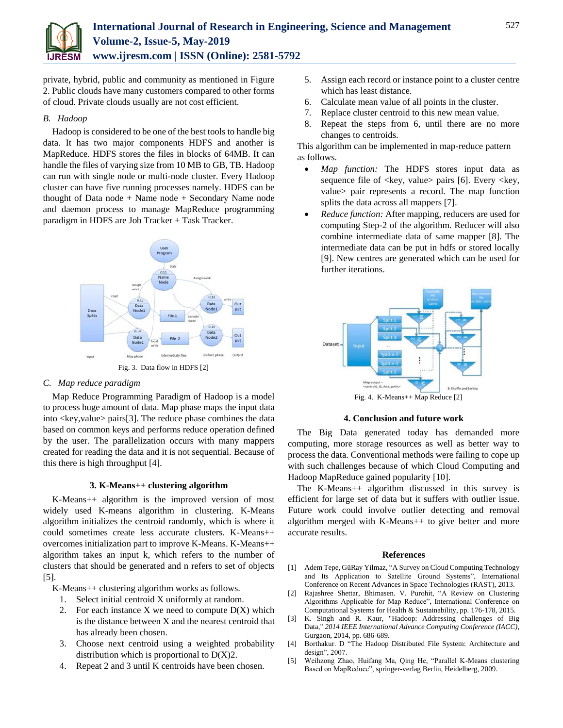private, hybrid, public and community as mentioned in Figure 2. Public clouds have many customers compared to other forms of cloud. Private clouds usually are not cost efficient.

### B. Hadoop

Hadoop is considered to be one of the best tools to handle big data. It has two major components HDFS and another is MapReduce. HDFS stores the files in blocks of 64MB. It can handle the files of varying size from 10 MB to GB, TB. Hadoop can run with single node or multi-node cluster. Every Hadoop cluster can have five running processes namely. HDFS can be thought of Data node + Name node + Secondary Name node and daemon process to manage MapReduce programming paradigm in HDFS are Job Tracker + Task Tracker.

Fig. 3. Data flow in HDFS [2]

### C. Map reduce paradigm

Map Reduce Programming Paradigm of Hadoop is a model to process huge amount of data. Map phase maps the input data into <key,value> pairs[3]. The reduce phase combines the data based on common keys and performs reduce operation defined by the user. The parallelization occurs with many mappers created for reading the data and it is not sequential. Because of this there is high throughput [4].

## 3. K-Means++ clustering algorithm

K-Means++ algorithm is the improved version of most widely used K-means algorithm in clustering. K-Means algorithm initializes the centroid randomly, which is where it could sometimes create less accurate clusters. K-Means++ overcomes initialization part to improve K-Means. K-Means++ algorithm takes an input k, which refers to the number of clusters that should be generated and n refers to set of objects [5].

K-Means++ clustering algorithm works as follows.

1. Select initial centroid X uniformly at random.
2. For each instance X we need to compute D(X) which is the distance between X and the nearest centroid that has already been chosen.
3. Choose next centroid using a weighted probability distribution which is proportional to D(X)2.
4. Repeat 2 and 3 until K centroids have been chosen.
5. Assign each record or instance point to a cluster centre which has least distance.
6. Calculate mean value of all points in the cluster.
7. Replace cluster centroid to this new mean value.
8. Repeat the steps from 6, until there are no more changes to centroids.

This algorithm can be implemented in map-reduce pattern as follows.

- *Map function:* The HDFS stores input data as sequence file of <key, value> pairs [6]. Every <key, value> pair represents a record. The map function splits the data across all mappers [7].
- *Reduce function:* After mapping, reducers are used for computing Step-2 of the algorithm. Reducer will also combine intermediate data of same mapper [8]. The intermediate data can be put in hdfs or stored locally [9]. New centres are generated which can be used for further iterations.

Fig. 4. K-Means++ Map Reduce [2]

## 4. Conclusion and future work

The Big Data generated today has demanded more computing, more storage resources as well as better way to process the data. Conventional methods were failing to cope up with such challenges because of which Cloud Computing and Hadoop MapReduce gained popularity [10].

The K-Means++ algorithm discussed in this survey is efficient for large set of data but it suffers with outlier issue. Future work could involve outlier detecting and removal algorithm merged with K-Means++ to give better and more accurate results.

## References

[1] Adem Tepe, GüRay Yilmaz, "A Survey on Cloud Computing Technology and Its Application to Satellite Ground Systems", International Conference on Recent Advances in Space Technologies (RAST), 2013.

[2] Rajashree Shettar, Bhimasen. V. Purohit, "A Review on Clustering Algorithms Applicable for Map Reduce", International Conference on Computational Systems for Health & Sustainability, pp. 176-178, 2015.

[3] K. Singh and R. Kaur, "Hadoop: Addressing challenges of Big Data," *2014 IEEE International Advance Computing Conference (IACC)*, Gurgaon, 2014, pp. 686-689.

[4] Borthakur. D "The Hadoop Distributed File System: Architecture and design", 2007.

[5] Weihzong Zhao, Huifang Ma, Qing He, "Parallel K-Means clustering Based on MapReduce", springer-verlag Berlin, Heidelberg, 2009.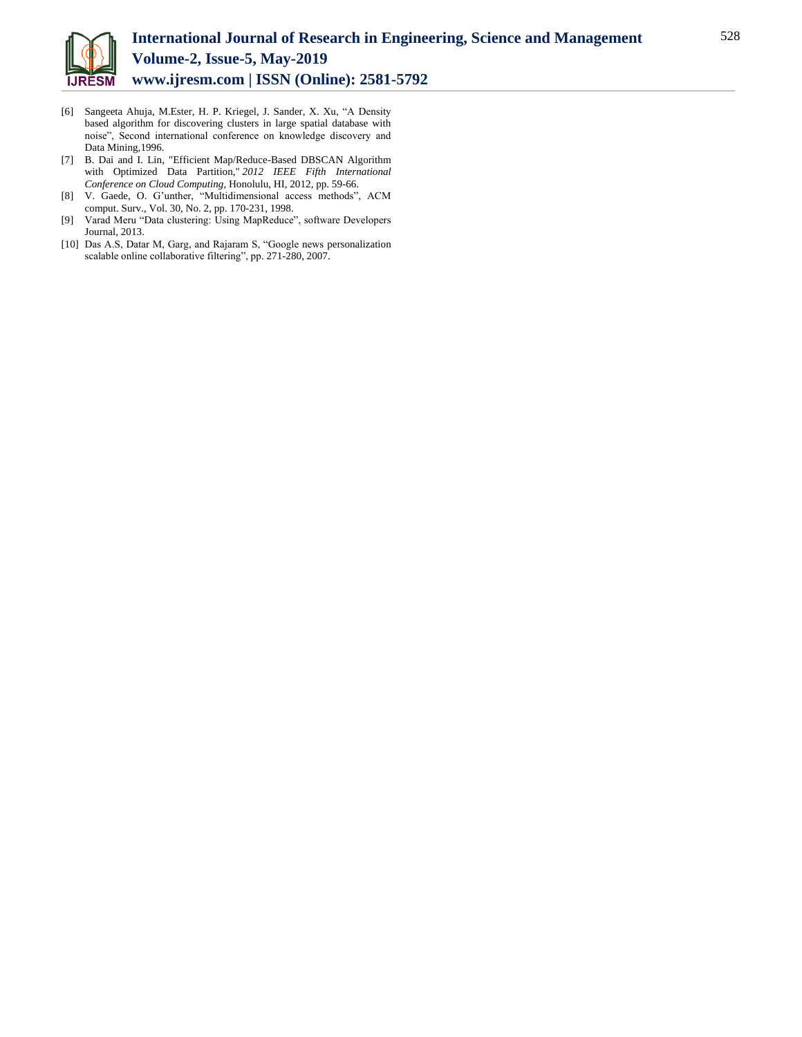[6] Sangeeta Ahuja, M.Ester, H. P. Kriegel, J. Sander, X. Xu, "A Density based algorithm for discovering clusters in large spatial database with noise", Second international conference on knowledge discovery and Data Mining,1996.

[7] B. Dai and I. Lin, "Efficient Map/Reduce-Based DBSCAN Algorithm with Optimized Data Partition," *2012 IEEE Fifth International Conference on Cloud Computing*, Honolulu, HI, 2012, pp. 59-66.

[8] V. Gaede, O. G'unther, "Multidimensional access methods", ACM comput. Surv., Vol. 30, No. 2, pp. 170-231, 1998.

[9] Varad Meru "Data clustering: Using MapReduce", software Developers Journal, 2013.

[10] Das A.S, Datar M, Garg, and Rajaram S, "Google news personalization scalable online collaborative filtering", pp. 271-280, 2007.